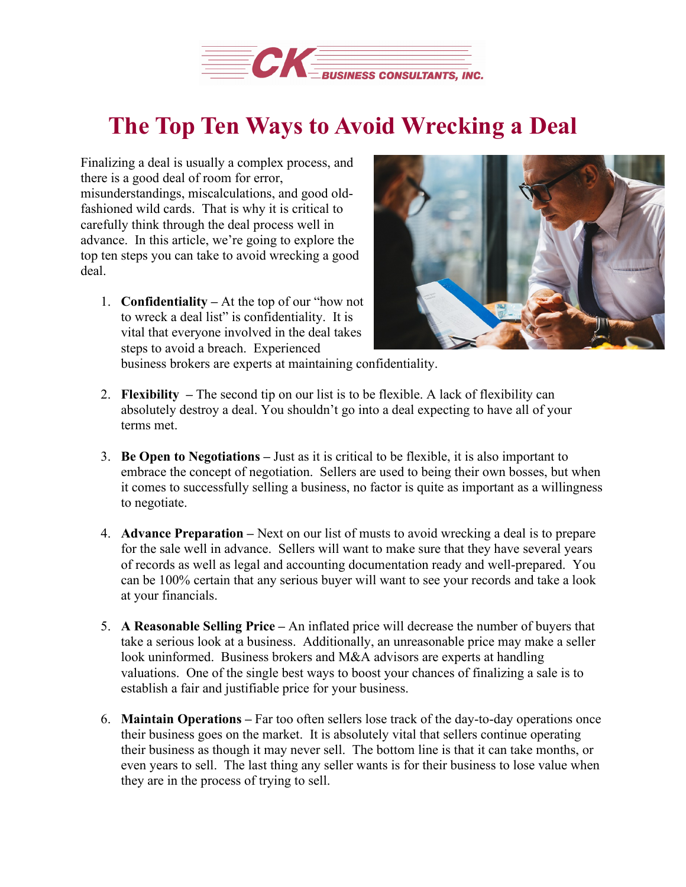# The Top Ten Ways to Avoid Wrecking a Deal

Finalizing a deal is usually a complex process, and there is a good deal of room for error, misunderstandings, miscalculations, and good old-fashioned wild cards. That is why it is critical to carefully think through the deal process well in advance. In this article, we're going to explore the top ten steps you can take to avoid wrecking a good deal.

1. **Confidentiality** – At the top of our "how not to wreck a deal list" is confidentiality. It is vital that everyone involved in the deal takes steps to avoid a breach. Experienced business brokers are experts at maintaining confidentiality.

2. **Flexibility** – The second tip on our list is to be flexible. A lack of flexibility can absolutely destroy a deal. You shouldn't go into a deal expecting to have all of your terms met.

3. **Be Open to Negotiations** – Just as it is critical to be flexible, it is also important to embrace the concept of negotiation. Sellers are used to being their own bosses, but when it comes to successfully selling a business, no factor is quite as important as a willingness to negotiate.

4. **Advance Preparation** – Next on our list of musts to avoid wrecking a deal is to prepare for the sale well in advance. Sellers will want to make sure that they have several years of records as well as legal and accounting documentation ready and well-prepared. You can be 100% certain that any serious buyer will want to see your records and take a look at your financials.

5. **A Reasonable Selling Price** – An inflated price will decrease the number of buyers that take a serious look at a business. Additionally, an unreasonable price may make a seller look uninformed. Business brokers and M&A advisors are experts at handling valuations. One of the single best ways to boost your chances of finalizing a sale is to establish a fair and justifiable price for your business.

6. **Maintain Operations** – Far too often sellers lose track of the day-to-day operations once their business goes on the market. It is absolutely vital that sellers continue operating their business as though it may never sell. The bottom line is that it can take months, or even years to sell. The last thing any seller wants is for their business to lose value when they are in the process of trying to sell.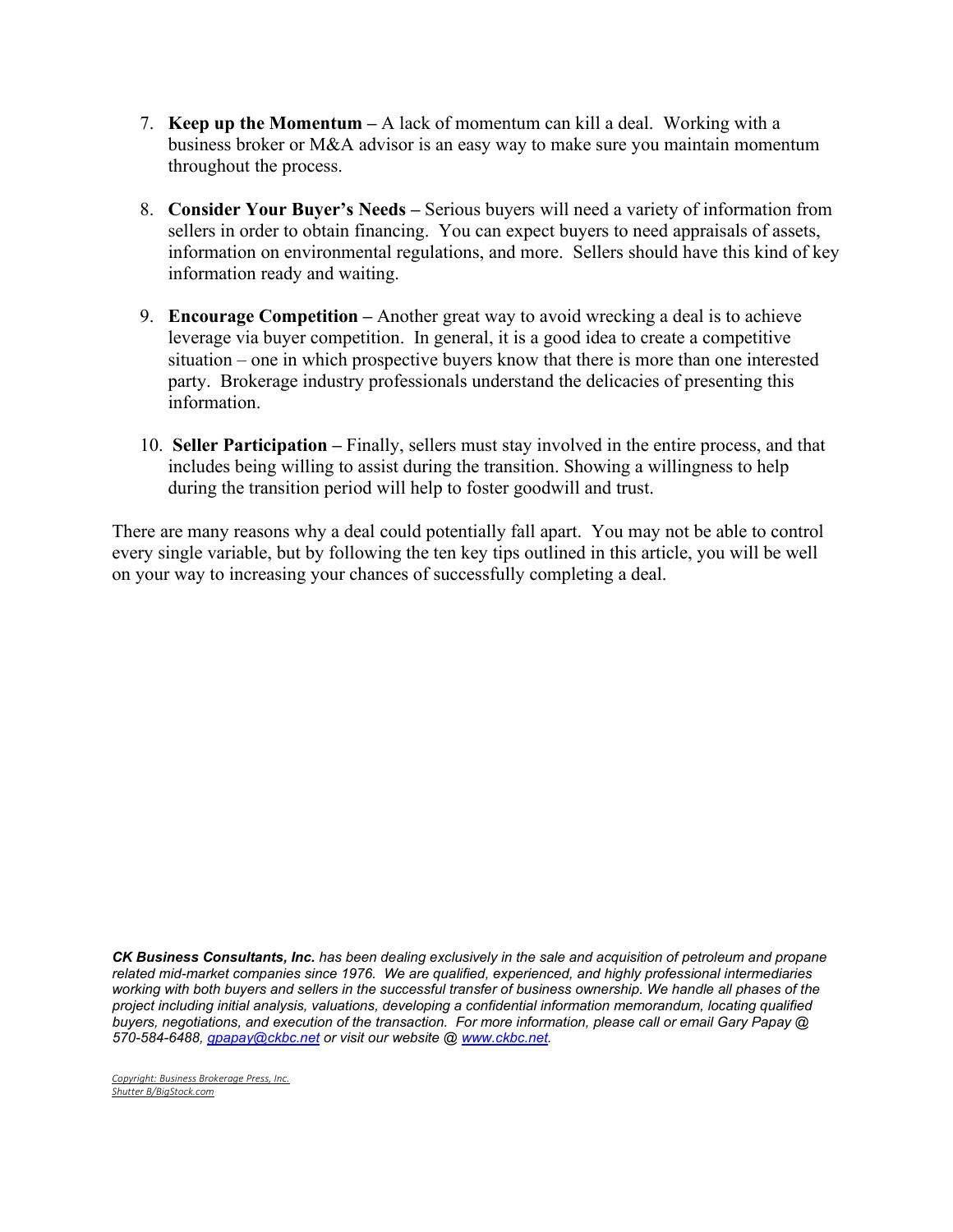7. **Keep up the Momentum –** A lack of momentum can kill a deal. Working with a business broker or M&A advisor is an easy way to make sure you maintain momentum throughout the process.

8. **Consider Your Buyer's Needs –** Serious buyers will need a variety of information from sellers in order to obtain financing. You can expect buyers to need appraisals of assets, information on environmental regulations, and more. Sellers should have this kind of key information ready and waiting.

9. **Encourage Competition –** Another great way to avoid wrecking a deal is to achieve leverage via buyer competition. In general, it is a good idea to create a competitive situation – one in which prospective buyers know that there is more than one interested party. Brokerage industry professionals understand the delicacies of presenting this information.

10. **Seller Participation –** Finally, sellers must stay involved in the entire process, and that includes being willing to assist during the transition. Showing a willingness to help during the transition period will help to foster goodwill and trust.

There are many reasons why a deal could potentially fall apart. You may not be able to control every single variable, but by following the ten key tips outlined in this article, you will be well on your way to increasing your chances of successfully completing a deal.

***CK Business Consultants, Inc.** has been dealing exclusively in the sale and acquisition of petroleum and propane related mid-market companies since 1976. We are qualified, experienced, and highly professional intermediaries working with both buyers and sellers in the successful transfer of business ownership. We handle all phases of the project including initial analysis, valuations, developing a confidential information memorandum, locating qualified buyers, negotiations, and execution of the transaction. For more information, please call or email Gary Papay @ 570-584-6488, [gpapay@ckbc.net](mailto:gpapay@ckbc.net) or visit our website @ [www.ckbc.net](http://www.ckbc.net).*

*Copyright: Business Brokerage Press, Inc.*
*Shutter B/BigStock.com*